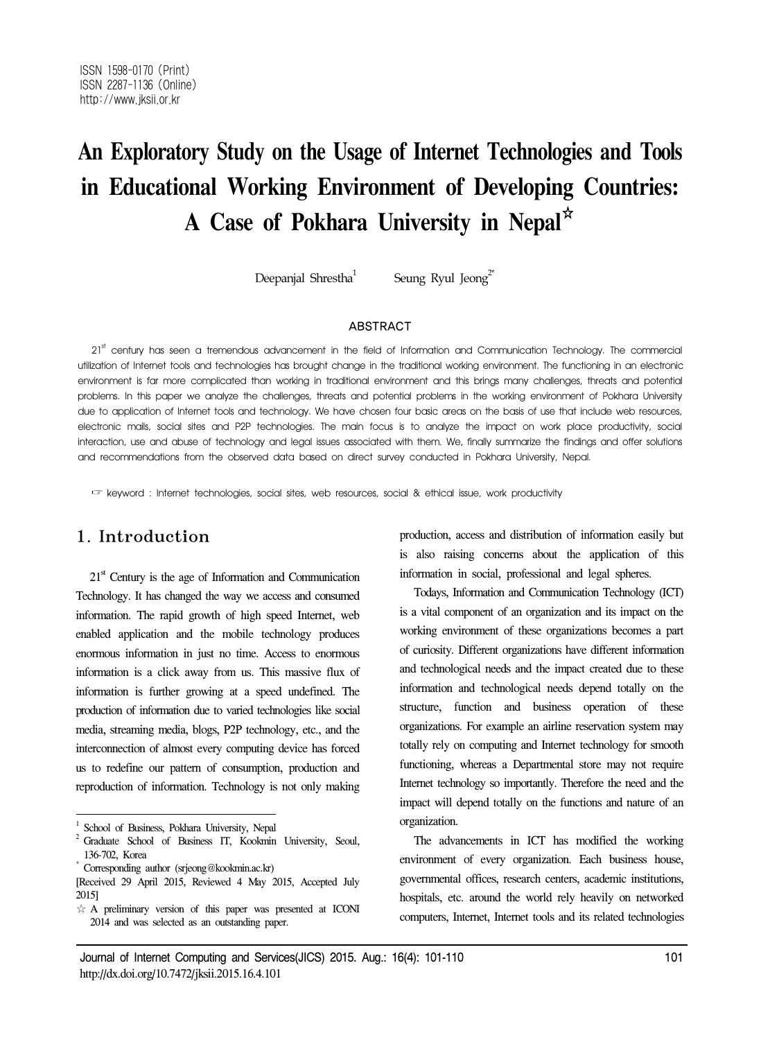ISSN 1598-0170 (Print)
ISSN 2287-1136 (Online)
http://www.jksii.or.kr

# An Exploratory Study on the Usage of Internet Technologies and Tools in Educational Working Environment of Developing Countries: A Case of Pokhara University in Nepal☆

Deepanjal Shrestha[1] Seung Ryul Jeong[2*]

## ABSTRACT

21st century has seen a tremendous advancement in the field of Information and Communication Technology. The commercial utilization of Internet tools and technologies has brought change in the traditional working environment. The functioning in an electronic environment is far more complicated than working in traditional environment and this brings many challenges, threats and potential problems. In this paper we analyze the challenges, threats and potential problems in the working environment of Pokhara University due to application of Internet tools and technology. We have chosen four basic areas on the basis of use that include web resources, electronic mails, social sites and P2P technologies. The main focus is to analyze the impact on work place productivity, social interaction, use and abuse of technology and legal issues associated with them. We, finally summarize the findings and offer solutions and recommendations from the observed data based on direct survey conducted in Pokhara University, Nepal.

☞ keyword : Internet technologies, social sites, web resources, social & ethical issue, work productivity

## 1. Introduction

21st Century is the age of Information and Communication Technology. It has changed the way we access and consumed information. The rapid growth of high speed Internet, web enabled application and the mobile technology produces enormous information in just no time. Access to enormous information is a click away from us. This massive flux of information is further growing at a speed undefined. The production of information due to varied technologies like social media, streaming media, blogs, P2P technology, etc., and the interconnection of almost every computing device has forced us to redefine our pattern of consumption, production and reproduction of information. Technology is not only making production, access and distribution of information easily but is also raising concerns about the application of this information in social, professional and legal spheres.

Todays, Information and Communication Technology (ICT) is a vital component of an organization and its impact on the working environment of these organizations becomes a part of curiosity. Different organizations have different information and technological needs and the impact created due to these information and technological needs depend totally on the structure, function and business operation of these organizations. For example an airline reservation system may totally rely on computing and Internet technology for smooth functioning, whereas a Departmental store may not require Internet technology so importantly. Therefore the need and the impact will depend totally on the functions and nature of an organization.

The advancements in ICT has modified the working environment of every organization. Each business house, governmental offices, research centers, academic institutions, hospitals, etc. around the world rely heavily on networked computers, Internet, Internet tools and its related technologies

---

[1] School of Business, Pokhara University, Nepal

[2] Graduate School of Business IT, Kookmin University, Seoul, 136-702, Korea

[*] Corresponding author (srjeong@kookmin.ac.kr)

[Received 29 April 2015, Reviewed 4 May 2015, Accepted July 2015]

☆ A preliminary version of this paper was presented at ICONI 2014 and was selected as an outstanding paper.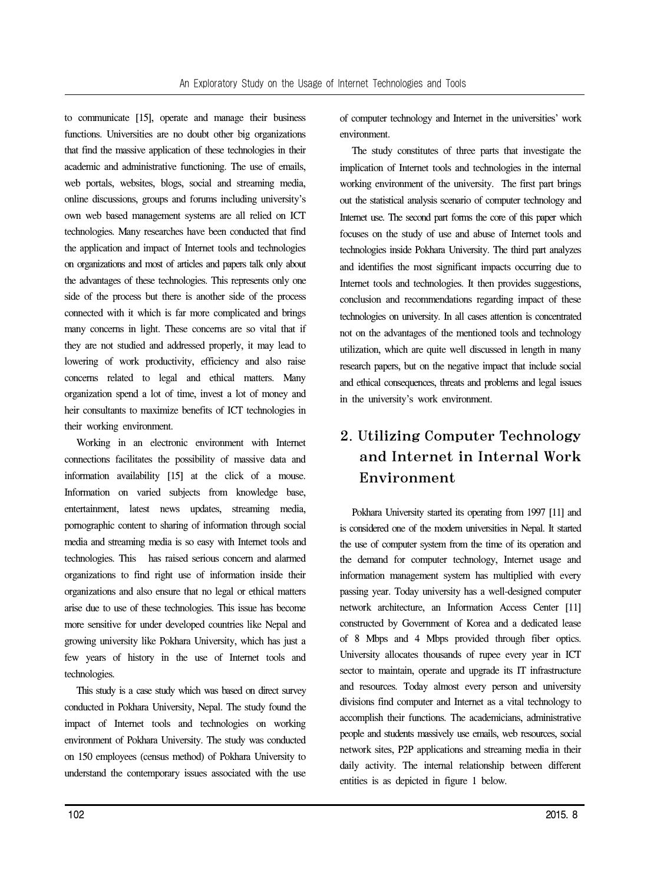to communicate [15], operate and manage their business functions. Universities are no doubt other big organizations that find the massive application of these technologies in their academic and administrative functioning. The use of emails, web portals, websites, blogs, social and streaming media, online discussions, groups and forums including university's own web based management systems are all relied on ICT technologies. Many researches have been conducted that find the application and impact of Internet tools and technologies on organizations and most of articles and papers talk only about the advantages of these technologies. This represents only one side of the process but there is another side of the process connected with it which is far more complicated and brings many concerns in light. These concerns are so vital that if they are not studied and addressed properly, it may lead to lowering of work productivity, efficiency and also raise concerns related to legal and ethical matters. Many organization spend a lot of time, invest a lot of money and heir consultants to maximize benefits of ICT technologies in their working environment.

Working in an electronic environment with Internet connections facilitates the possibility of massive data and information availability [15] at the click of a mouse. Information on varied subjects from knowledge base, entertainment, latest news updates, streaming media, pornographic content to sharing of information through social media and streaming media is so easy with Internet tools and technologies. This has raised serious concern and alarmed organizations to find right use of information inside their organizations and also ensure that no legal or ethical matters arise due to use of these technologies. This issue has become more sensitive for under developed countries like Nepal and growing university like Pokhara University, which has just a few years of history in the use of Internet tools and technologies.

This study is a case study which was based on direct survey conducted in Pokhara University, Nepal. The study found the impact of Internet tools and technologies on working environment of Pokhara University. The study was conducted on 150 employees (census method) of Pokhara University to understand the contemporary issues associated with the use of computer technology and Internet in the universities' work environment.

The study constitutes of three parts that investigate the implication of Internet tools and technologies in the internal working environment of the university. The first part brings out the statistical analysis scenario of computer technology and Internet use. The second part forms the core of this paper which focuses on the study of use and abuse of Internet tools and technologies inside Pokhara University. The third part analyzes and identifies the most significant impacts occurring due to Internet tools and technologies. It then provides suggestions, conclusion and recommendations regarding impact of these technologies on university. In all cases attention is concentrated not on the advantages of the mentioned tools and technology utilization, which are quite well discussed in length in many research papers, but on the negative impact that include social and ethical consequences, threats and problems and legal issues in the university's work environment.

## 2. Utilizing Computer Technology and Internet in Internal Work Environment

Pokhara University started its operating from 1997 [11] and is considered one of the modern universities in Nepal. It started the use of computer system from the time of its operation and the demand for computer technology, Internet usage and information management system has multiplied with every passing year. Today university has a well-designed computer network architecture, an Information Access Center [11] constructed by Government of Korea and a dedicated lease of 8 Mbps and 4 Mbps provided through fiber optics. University allocates thousands of rupee every year in ICT sector to maintain, operate and upgrade its IT infrastructure and resources. Today almost every person and university divisions find computer and Internet as a vital technology to accomplish their functions. The academicians, administrative people and students massively use emails, web resources, social network sites, P2P applications and streaming media in their daily activity. The internal relationship between different entities is as depicted in figure 1 below.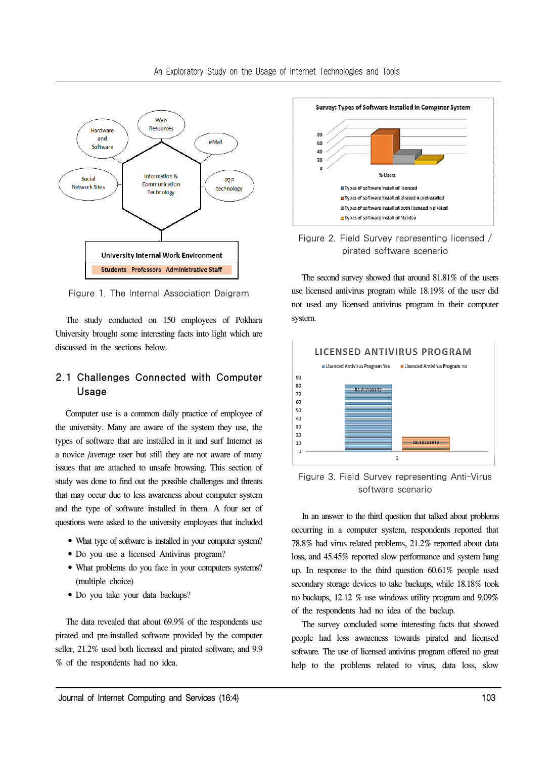Figure 1. The Internal Association Daigram

The study conducted on 150 employees of Pokhara University brought some interesting facts into light which are discussed in the sections below.

## 2.1 Challenges Connected with Computer Usage

Computer use is a common daily practice of employee of the university. Many are aware of the system they use, the types of software that are installed in it and surf Internet as a novice /average user but still they are not aware of many issues that are attached to unsafe browsing. This section of study was done to find out the possible challenges and threats that may occur due to less awareness about computer system and the type of software installed in them. A four set of questions were asked to the university employees that included

- What type of software is installed in your computer system?
- Do you use a licensed Antivirus program?
- What problems do you face in your computers systems? (multiple choice)
- Do you take your data backups?

The data revealed that about 69.9% of the respondents use pirated and pre-installed software provided by the computer seller, 21.2% used both licensed and pirated software, and 9.9 % of the respondents had no idea.

Figure 2. Field Survey representing licensed / pirated software scenario

The second survey showed that around 81.81% of the users use licensed antivirus program while 18.19% of the user did not used any licensed antivirus program in their computer system.

Figure 3. Field Survey representing Anti-Virus software scenario

In an answer to the third question that talked about problems occurring in a computer system, respondents reported that 78.8% had virus related problems, 21.2% reported about data loss, and 45.45% reported slow performance and system hang up. In response to the third question 60.61% people used secondary storage devices to take backups, while 18.18% took no backups, 12.12 % use windows utility program and 9.09% of the respondents had no idea of the backup.

The survey concluded some interesting facts that showed people had less awareness towards pirated and licensed software. The use of licensed antivirus program offered no great help to the problems related to virus, data loss, slow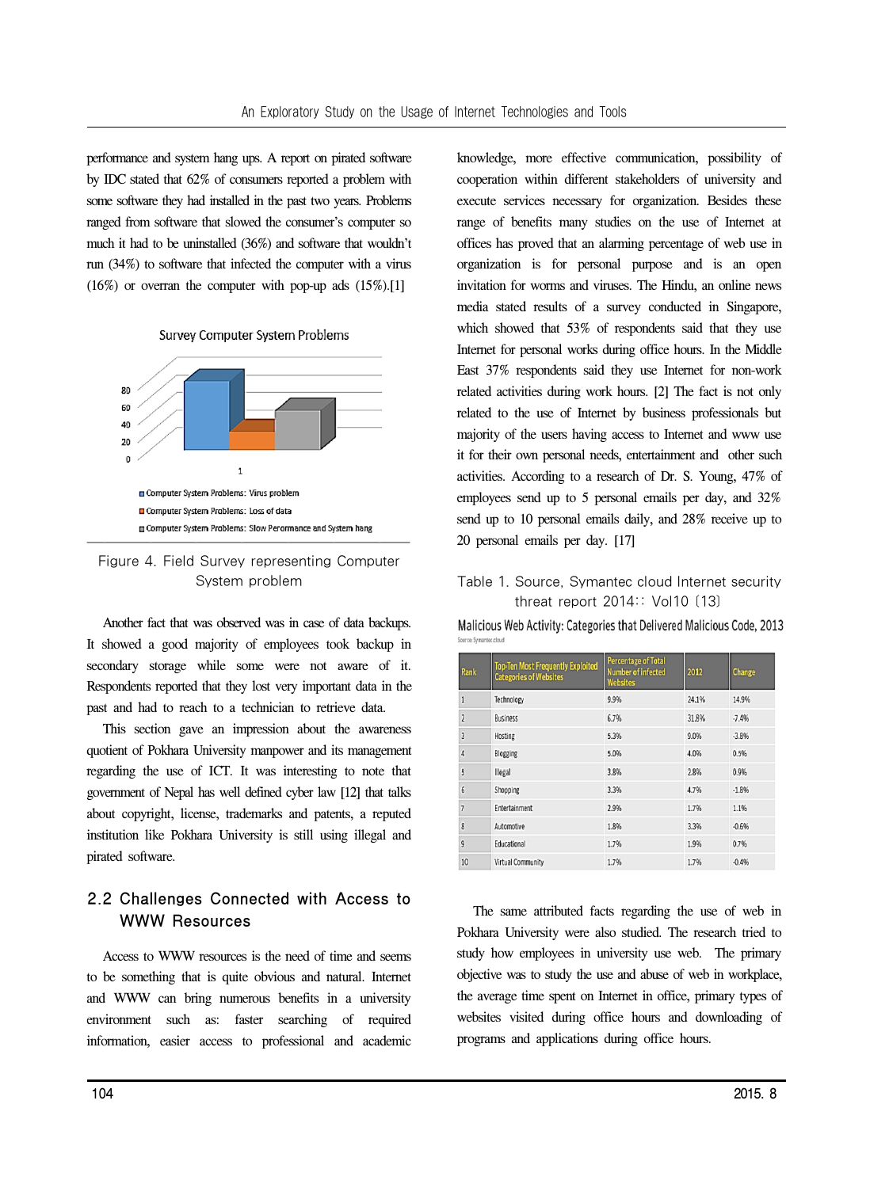performance and system hang ups. A report on pirated software by IDC stated that 62% of consumers reported a problem with some software they had installed in the past two years. Problems ranged from software that slowed the consumer's computer so much it had to be uninstalled (36%) and software that wouldn't run (34%) to software that infected the computer with a virus (16%) or overran the computer with pop-up ads (15%).[1]

Figure 4. Field Survey representing Computer System problem

Another fact that was observed was in case of data backups. It showed a good majority of employees took backup in secondary storage while some were not aware of it. Respondents reported that they lost very important data in the past and had to reach to a technician to retrieve data.

This section gave an impression about the awareness quotient of Pokhara University manpower and its management regarding the use of ICT. It was interesting to note that government of Nepal has well defined cyber law [12] that talks about copyright, license, trademarks and patents, a reputed institution like Pokhara University is still using illegal and pirated software.

## 2.2 Challenges Connected with Access to WWW Resources

Access to WWW resources is the need of time and seems to be something that is quite obvious and natural. Internet and WWW can bring numerous benefits in a university environment such as: faster searching of required information, easier access to professional and academic knowledge, more effective communication, possibility of cooperation within different stakeholders of university and execute services necessary for organization. Besides these range of benefits many studies on the use of Internet at offices has proved that an alarming percentage of web use in organization is for personal purpose and is an open invitation for worms and viruses. The Hindu, an online news media stated results of a survey conducted in Singapore, which showed that 53% of respondents said that they use Internet for personal works during office hours. In the Middle East 37% respondents said they use Internet for non-work related activities during work hours. [2] The fact is not only related to the use of Internet by business professionals but majority of the users having access to Internet and www use it for their own personal needs, entertainment and other such activities. According to a research of Dr. S. Young, 47% of employees send up to 5 personal emails per day, and 32% send up to 10 personal emails daily, and 28% receive up to 20 personal emails per day. [17]

Table 1. Source, Symantec cloud Internet security threat report 2014:: Vol10 [13]

Malicious Web Activity: Categories that Delivered Malicious Code, 2013

Source: Symantec.cloud

| Rank | Top-Ten Most Frequently Exploited Categories of Websites | Percentage of Total Number of Infected Websites | 2012 | Change |
|---|---|---|---|---|
| 1 | Technology | 9.9% | 24.1% | 14.9% |
| 2 | Business | 6.7% | 31.8% | -7.4% |
| 3 | Hosting | 5.3% | 9.0% | -3.8% |
| 4 | Blogging | 5.0% | 4.0% | 0.9% |
| 5 | Illegal | 3.8% | 2.8% | 0.9% |
| 6 | Shopping | 3.3% | 4.7% | -1.8% |
| 7 | Entertainment | 2.9% | 1.7% | 1.1% |
| 8 | Automotive | 1.8% | 3.3% | -0.6% |
| 9 | Educational | 1.7% | 1.9% | 0.7% |
| 10 | Virtual Community | 1.7% | 1.7% | -0.4% |

The same attributed facts regarding the use of web in Pokhara University were also studied. The research tried to study how employees in university use web. The primary objective was to study the use and abuse of web in workplace, the average time spent on Internet in office, primary types of websites visited during office hours and downloading of programs and applications during office hours.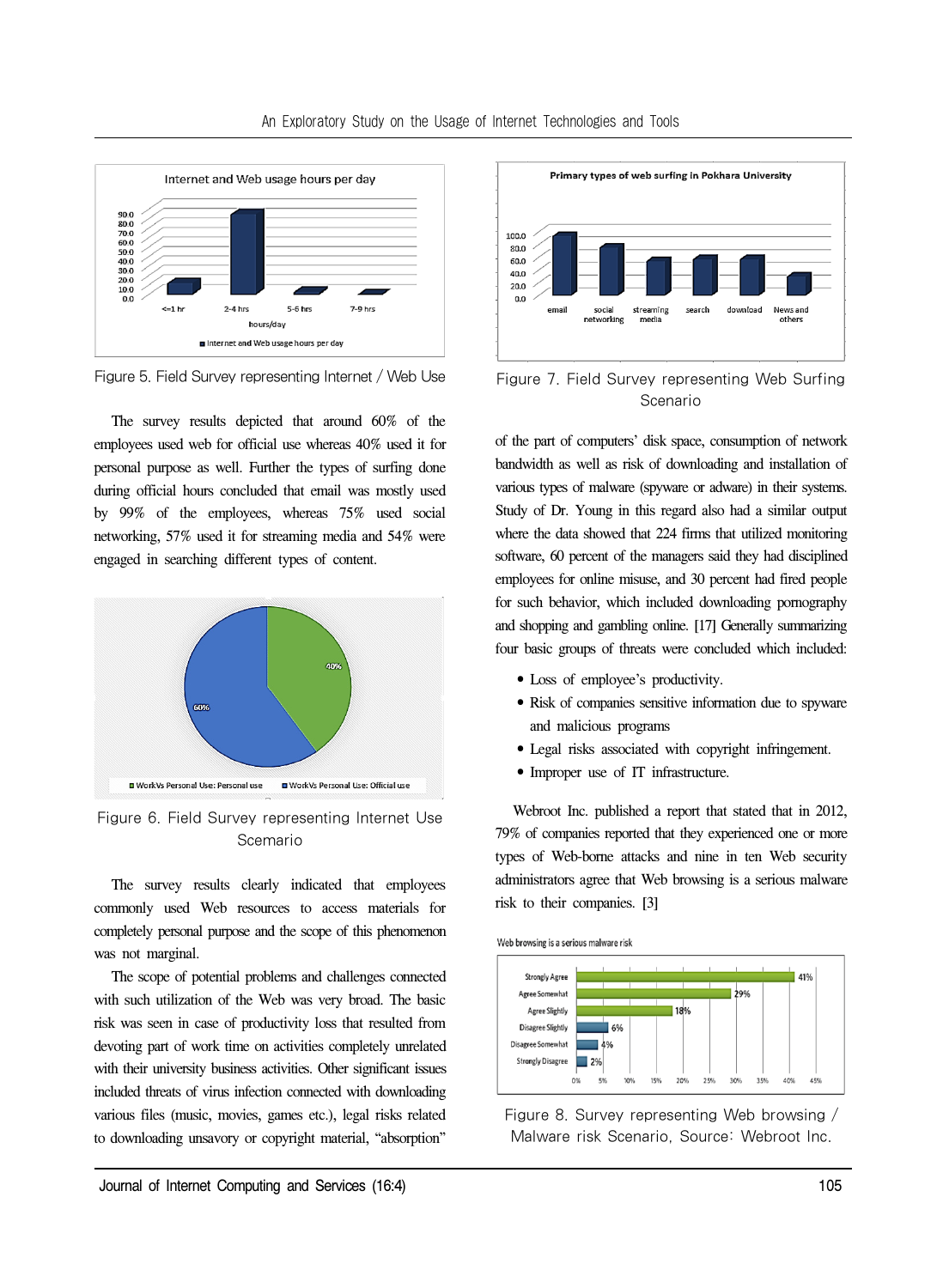Figure 5. Field Survey representing Internet / Web Use

The survey results depicted that around 60% of the employees used web for official use whereas 40% used it for personal purpose as well. Further the types of surfing done during official hours concluded that email was mostly used by 99% of the employees, whereas 75% used social networking, 57% used it for streaming media and 54% were engaged in searching different types of content.

Figure 6. Field Survey representing Internet Use Scemario

The survey results clearly indicated that employees commonly used Web resources to access materials for completely personal purpose and the scope of this phenomenon was not marginal.

The scope of potential problems and challenges connected with such utilization of the Web was very broad. The basic risk was seen in case of productivity loss that resulted from devoting part of work time on activities completely unrelated with their university business activities. Other significant issues included threats of virus infection connected with downloading various files (music, movies, games etc.), legal risks related to downloading unsavory or copyright material, "absorption" of the part of computers' disk space, consumption of network bandwidth as well as risk of downloading and installation of various types of malware (spyware or adware) in their systems. Study of Dr. Young in this regard also had a similar output where the data showed that 224 firms that utilized monitoring software, 60 percent of the managers said they had disciplined employees for online misuse, and 30 percent had fired people for such behavior, which included downloading pornography and shopping and gambling online. [17] Generally summarizing four basic groups of threats were concluded which included:

- Loss of employee's productivity.
- Risk of companies sensitive information due to spyware and malicious programs
- Legal risks associated with copyright infringement.
- Improper use of IT infrastructure.

Figure 7. Field Survey representing Web Surfing Scenario

Webroot Inc. published a report that stated that in 2012, 79% of companies reported that they experienced one or more types of Web-borne attacks and nine in ten Web security administrators agree that Web browsing is a serious malware risk to their companies. [3]

Figure 8. Survey representing Web browsing / Malware risk Scenario, Source: Webroot Inc.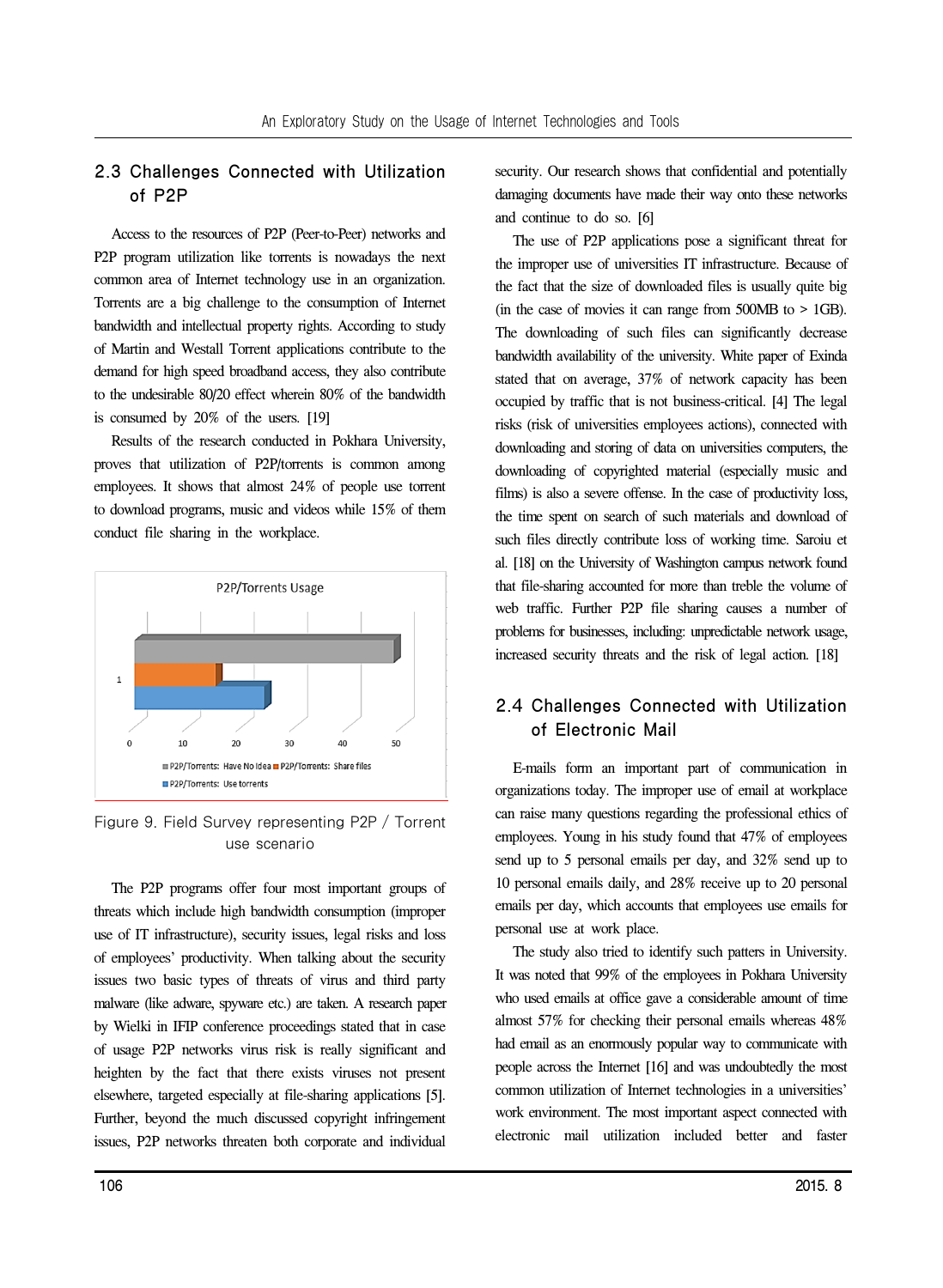## 2.3 Challenges Connected with Utilization of P2P

Access to the resources of P2P (Peer-to-Peer) networks and P2P program utilization like torrents is nowadays the next common area of Internet technology use in an organization. Torrents are a big challenge to the consumption of Internet bandwidth and intellectual property rights. According to study of Martin and Westall Torrent applications contribute to the demand for high speed broadband access, they also contribute to the undesirable 80/20 effect wherein 80% of the bandwidth is consumed by 20% of the users. [19]

Results of the research conducted in Pokhara University, proves that utilization of P2P/torrents is common among employees. It shows that almost 24% of people use torrent to download programs, music and videos while 15% of them conduct file sharing in the workplace.

Figure 9. Field Survey representing P2P / Torrent use scenario

The P2P programs offer four most important groups of threats which include high bandwidth consumption (improper use of IT infrastructure), security issues, legal risks and loss of employees' productivity. When talking about the security issues two basic types of threats of virus and third party malware (like adware, spyware etc.) are taken. A research paper by Wielki in IFIP conference proceedings stated that in case of usage P2P networks virus risk is really significant and heighten by the fact that there exists viruses not present elsewhere, targeted especially at file-sharing applications [5]. Further, beyond the much discussed copyright infringement issues, P2P networks threaten both corporate and individual security. Our research shows that confidential and potentially damaging documents have made their way onto these networks and continue to do so. [6]

The use of P2P applications pose a significant threat for the improper use of universities IT infrastructure. Because of the fact that the size of downloaded files is usually quite big (in the case of movies it can range from 500MB to > 1GB). The downloading of such files can significantly decrease bandwidth availability of the university. White paper of Exinda stated that on average, 37% of network capacity has been occupied by traffic that is not business-critical. [4] The legal risks (risk of universities employees actions), connected with downloading and storing of data on universities computers, the downloading of copyrighted material (especially music and films) is also a severe offense. In the case of productivity loss, the time spent on search of such materials and download of such files directly contribute loss of working time. Saroiu et al. [18] on the University of Washington campus network found that file-sharing accounted for more than treble the volume of web traffic. Further P2P file sharing causes a number of problems for businesses, including: unpredictable network usage, increased security threats and the risk of legal action. [18]

## 2.4 Challenges Connected with Utilization of Electronic Mail

E-mails form an important part of communication in organizations today. The improper use of email at workplace can raise many questions regarding the professional ethics of employees. Young in his study found that 47% of employees send up to 5 personal emails per day, and 32% send up to 10 personal emails daily, and 28% receive up to 20 personal emails per day, which accounts that employees use emails for personal use at work place.

The study also tried to identify such patters in University. It was noted that 99% of the employees in Pokhara University who used emails at office gave a considerable amount of time almost 57% for checking their personal emails whereas 48% had email as an enormously popular way to communicate with people across the Internet [16] and was undoubtedly the most common utilization of Internet technologies in a universities' work environment. The most important aspect connected with electronic mail utilization included better and faster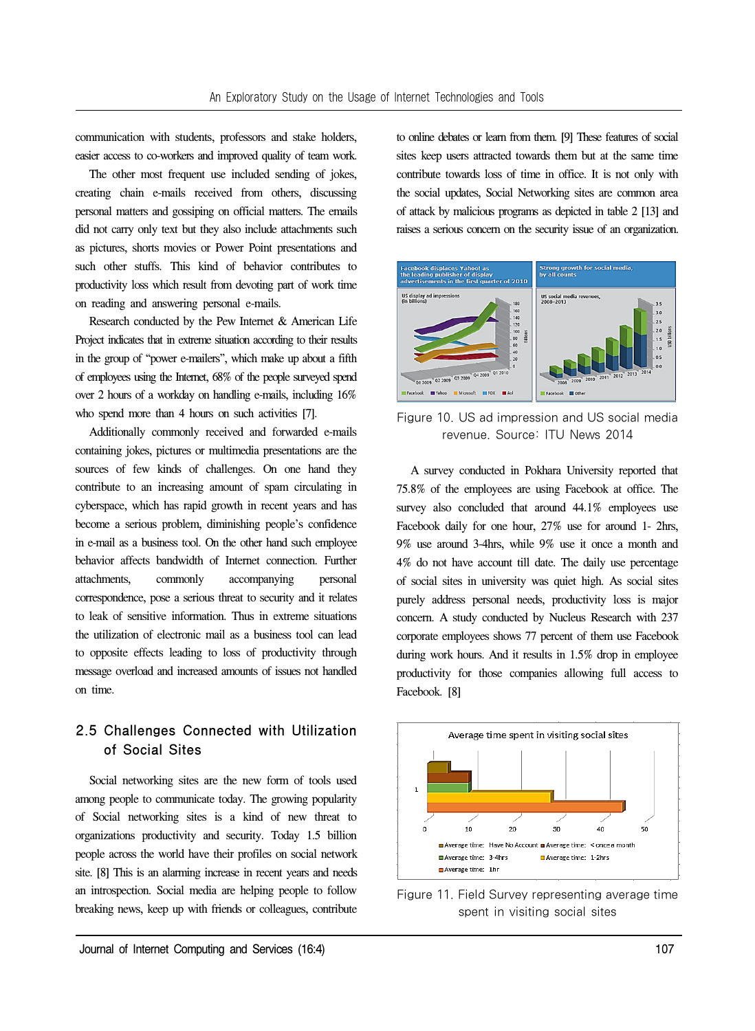communication with students, professors and stake holders, easier access to co-workers and improved quality of team work.

The other most frequent use included sending of jokes, creating chain e-mails received from others, discussing personal matters and gossiping on official matters. The emails did not carry only text but they also include attachments such as pictures, shorts movies or Power Point presentations and such other stuffs. This kind of behavior contributes to productivity loss which result from devoting part of work time on reading and answering personal e-mails.

Research conducted by the Pew Internet & American Life Project indicates that in extreme situation according to their results in the group of "power e-mailers", which make up about a fifth of employees using the Internet, 68% of the people surveyed spend over 2 hours of a workday on handling e-mails, including 16% who spend more than 4 hours on such activities [7].

Additionally commonly received and forwarded e-mails containing jokes, pictures or multimedia presentations are the sources of few kinds of challenges. On one hand they contribute to an increasing amount of spam circulating in cyberspace, which has rapid growth in recent years and has become a serious problem, diminishing people's confidence in e-mail as a business tool. On the other hand such employee behavior affects bandwidth of Internet connection. Further attachments, commonly accompanying personal correspondence, pose a serious threat to security and it relates to leak of sensitive information. Thus in extreme situations the utilization of electronic mail as a business tool can lead to opposite effects leading to loss of productivity through message overload and increased amounts of issues not handled on time.

## 2.5 Challenges Connected with Utilization of Social Sites

Social networking sites are the new form of tools used among people to communicate today. The growing popularity of Social networking sites is a kind of new threat to organizations productivity and security. Today 1.5 billion people across the world have their profiles on social network site. [8] This is an alarming increase in recent years and needs an introspection. Social media are helping people to follow breaking news, keep up with friends or colleagues, contribute to online debates or learn from them. [9] These features of social sites keep users attracted towards them but at the same time contribute towards loss of time in office. It is not only with the social updates, Social Networking sites are common area of attack by malicious programs as depicted in table 2 [13] and raises a serious concern on the security issue of an organization.

Figure 10. US ad impression and US social media revenue. Source: ITU News 2014

A survey conducted in Pokhara University reported that 75.8% of the employees are using Facebook at office. The survey also concluded that around 44.1% employees use Facebook daily for one hour, 27% use for around 1- 2hrs, 9% use around 3-4hrs, while 9% use it once a month and 4% do not have account till date. The daily use percentage of social sites in university was quiet high. As social sites purely address personal needs, productivity loss is major concern. A study conducted by Nucleus Research with 237 corporate employees shows 77 percent of them use Facebook during work hours. And it results in 1.5% drop in employee productivity for those companies allowing full access to Facebook. [8]

Figure 11. Field Survey representing average time spent in visiting social sites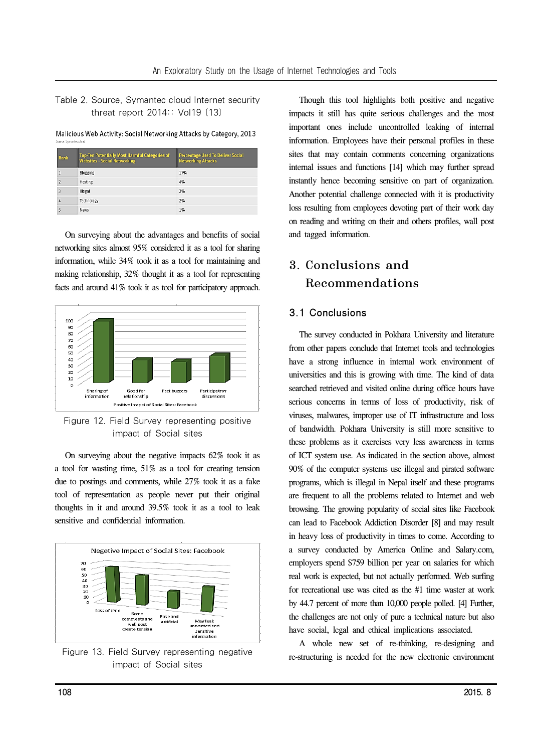Table 2. Source, Symantec cloud Internet security threat report 2014:: Vol19 [13]

Malicious Web Activity: Social Networking Attacks by Category, 2013

Source: Symantec.cloud

| Rank | Top-Ten Potentially Most Harmful Categories of Websites - Social Networking | Percentage Used To Deliver Social Networking Attacks |
|---|---|---|
| 1 | Blogging | 17% |
| 2 | Hosting | 4% |
| 3 | Illegal | 3% |
| 4 | Technology | 2% |
| 5 | News | 1% |

On surveying about the advantages and benefits of social networking sites almost 95% considered it as a tool for sharing information, while 34% took it as a tool for maintaining and making relationship, 32% thought it as a tool for representing facts and around 41% took it as tool for participatory approach.

Figure 12. Field Survey representing positive impact of Social sites

On surveying about the negative impacts 62% took it as a tool for wasting time, 51% as a tool for creating tension due to postings and comments, while 27% took it as a fake tool of representation as people never put their original thoughts in it and around 39.5% took it as a tool to leak sensitive and confidential information.

Figure 13. Field Survey representing negative impact of Social sites

Though this tool highlights both positive and negative impacts it still has quite serious challenges and the most important ones include uncontrolled leaking of internal information. Employees have their personal profiles in these sites that may contain comments concerning organizations internal issues and functions [14] which may further spread instantly hence becoming sensitive on part of organization. Another potential challenge connected with it is productivity loss resulting from employees devoting part of their work day on reading and writing on their and others profiles, wall post and tagged information.

## 3. Conclusions and Recommendations

### 3.1 Conclusions

The survey conducted in Pokhara University and literature from other papers conclude that Internet tools and technologies have a strong influence in internal work environment of universities and this is growing with time. The kind of data searched retrieved and visited online during office hours have serious concerns in terms of loss of productivity, risk of viruses, malwares, improper use of IT infrastructure and loss of bandwidth. Pokhara University is still more sensitive to these problems as it exercises very less awareness in terms of ICT system use. As indicated in the section above, almost 90% of the computer systems use illegal and pirated software programs, which is illegal in Nepal itself and these programs are frequent to all the problems related to Internet and web browsing. The growing popularity of social sites like Facebook can lead to Facebook Addiction Disorder [8] and may result in heavy loss of productivity in times to come. According to a survey conducted by America Online and Salary.com, employers spend $759 billion per year on salaries for which real work is expected, but not actually performed. Web surfing for recreational use was cited as the #1 time waster at work by 44.7 percent of more than 10,000 people polled. [4] Further, the challenges are not only of pure a technical nature but also have social, legal and ethical implications associated.

A whole new set of re-thinking, re-designing and re-structuring is needed for the new electronic environment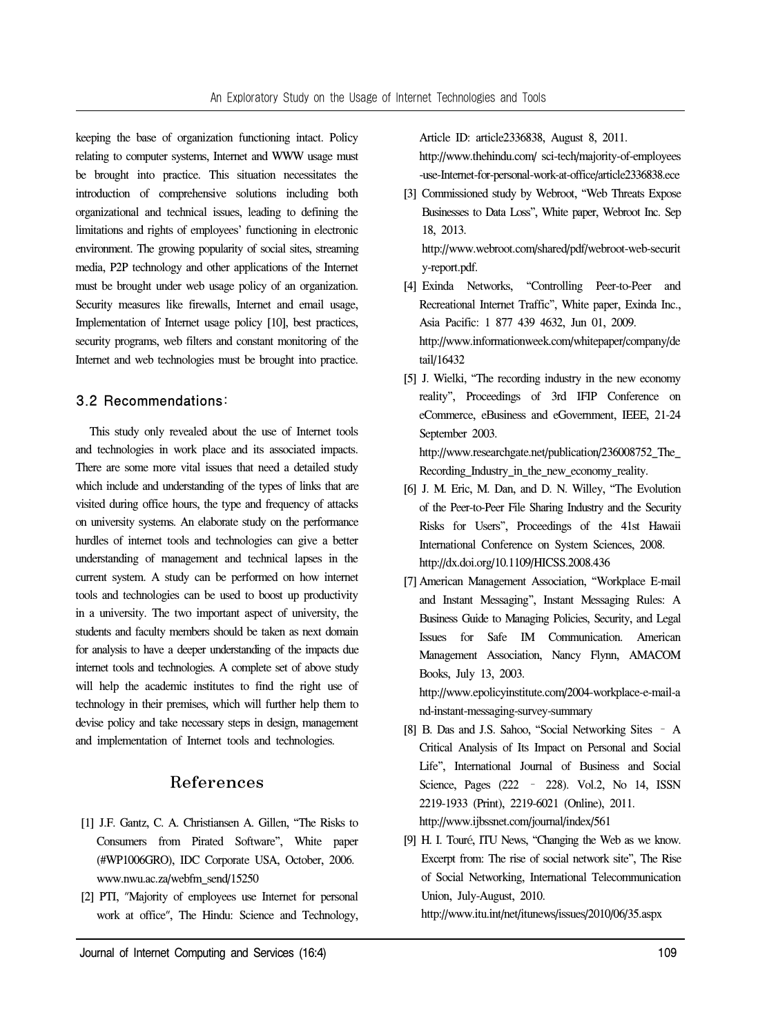keeping the base of organization functioning intact. Policy relating to computer systems, Internet and WWW usage must be brought into practice. This situation necessitates the introduction of comprehensive solutions including both organizational and technical issues, leading to defining the limitations and rights of employees' functioning in electronic environment. The growing popularity of social sites, streaming media, P2P technology and other applications of the Internet must be brought under web usage policy of an organization. Security measures like firewalls, Internet and email usage, Implementation of Internet usage policy [10], best practices, security programs, web filters and constant monitoring of the Internet and web technologies must be brought into practice.

### 3.2 Recommendations:

This study only revealed about the use of Internet tools and technologies in work place and its associated impacts. There are some more vital issues that need a detailed study which include and understanding of the types of links that are visited during office hours, the type and frequency of attacks on university systems. An elaborate study on the performance hurdles of internet tools and technologies can give a better understanding of management and technical lapses in the current system. A study can be performed on how internet tools and technologies can be used to boost up productivity in a university. The two important aspect of university, the students and faculty members should be taken as next domain for analysis to have a deeper understanding of the impacts due internet tools and technologies. A complete set of above study will help the academic institutes to find the right use of technology in their premises, which will further help them to devise policy and take necessary steps in design, management and implementation of Internet tools and technologies.

## References

[1] J.F. Gantz, C. A. Christiansen A. Gillen, "The Risks to Consumers from Pirated Software", White paper (#WP1006GRO), IDC Corporate USA, October, 2006. www.nwu.ac.za/webfm_send/15250

[2] PTI, "Majority of employees use Internet for personal work at office", The Hindu: Science and Technology, Article ID: article2336838, August 8, 2011. http://www.thehindu.com/ sci-tech/majority-of-employees-use-Internet-for-personal-work-at-office/article2336838.ece

[3] Commissioned study by Webroot, "Web Threats Expose Businesses to Data Loss", White paper, Webroot Inc. Sep 18, 2013. http://www.webroot.com/shared/pdf/webroot-web-security-report.pdf.

[4] Exinda Networks, "Controlling Peer-to-Peer and Recreational Internet Traffic", White paper, Exinda Inc., Asia Pacific: 1 877 439 4632, Jun 01, 2009. http://www.informationweek.com/whitepaper/company/detail/16432

[5] J. Wielki, "The recording industry in the new economy reality", Proceedings of 3rd IFIP Conference on eCommerce, eBusiness and eGovernment, IEEE, 21-24 September 2003. http://www.researchgate.net/publication/236008752_The_Recording_Industry_in_the_new_economy_reality.

[6] J. M. Eric, M. Dan, and D. N. Willey, "The Evolution of the Peer-to-Peer File Sharing Industry and the Security Risks for Users", Proceedings of the 41st Hawaii International Conference on System Sciences, 2008. http://dx.doi.org/10.1109/HICSS.2008.436

[7] American Management Association, "Workplace E-mail and Instant Messaging", Instant Messaging Rules: A Business Guide to Managing Policies, Security, and Legal Issues for Safe IM Communication. American Management Association, Nancy Flynn, AMACOM Books, July 13, 2003. http://www.epolicyinstitute.com/2004-workplace-e-mail-and-instant-messaging-survey-summary

[8] B. Das and J.S. Sahoo, "Social Networking Sites – A Critical Analysis of Its Impact on Personal and Social Life", International Journal of Business and Social Science, Pages (222 – 228). Vol.2, No 14, ISSN 2219-1933 (Print), 2219-6021 (Online), 2011. http://www.ijbssnet.com/journal/index/561

[9] H. I. Touré, ITU News, "Changing the Web as we know. Excerpt from: The rise of social network site", The Rise of Social Networking, International Telecommunication Union, July-August, 2010. http://www.itu.int/net/itunews/issues/2010/06/35.aspx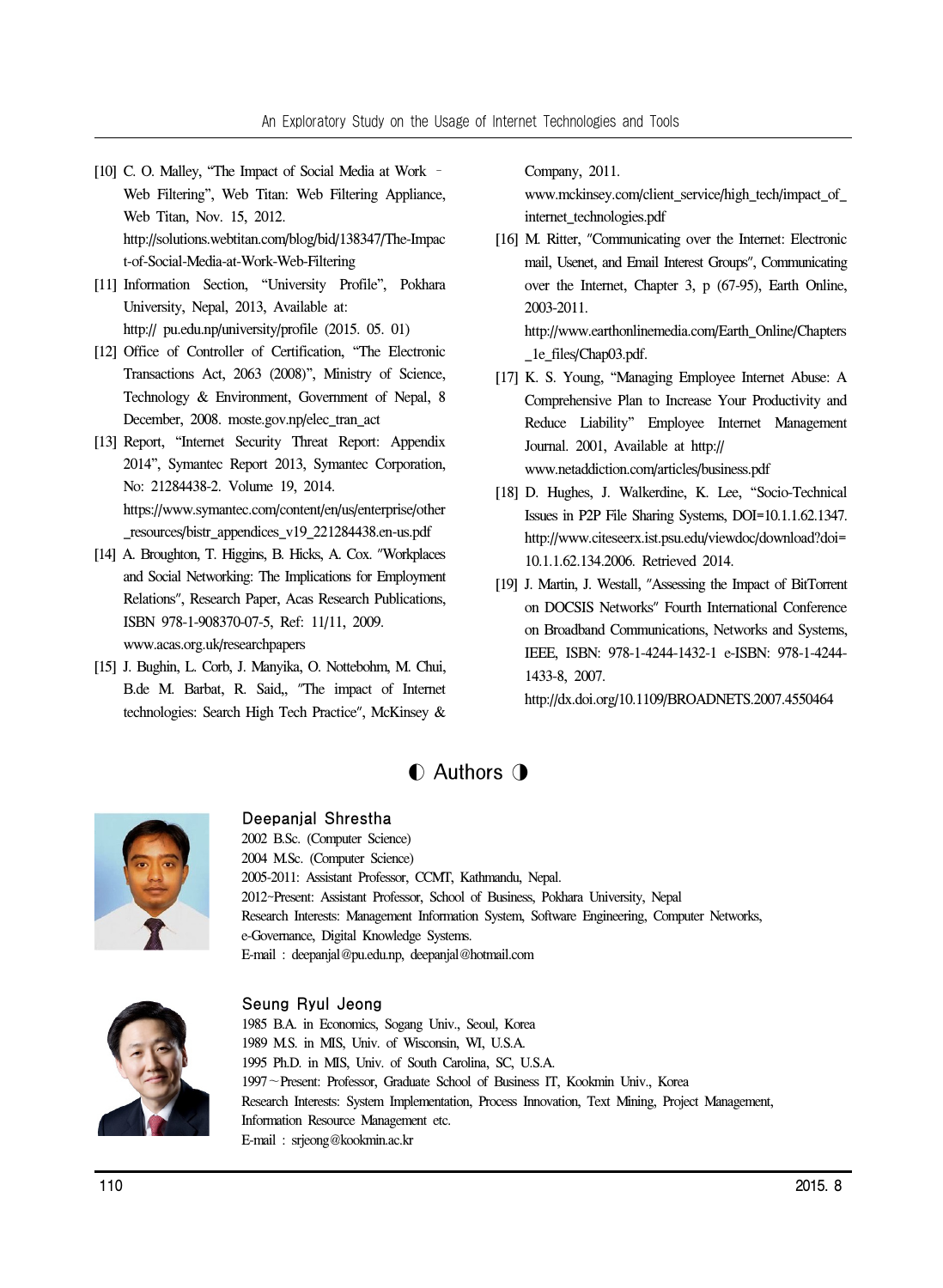[10] C. O. Malley, "The Impact of Social Media at Work – Web Filtering", Web Titan: Web Filtering Appliance, Web Titan, Nov. 15, 2012. http://solutions.webtitan.com/blog/bid/138347/The-Impact-of-Social-Media-at-Work-Web-Filtering

[11] Information Section, "University Profile", Pokhara University, Nepal, 2013, Available at: http:// pu.edu.np/university/profile (2015. 05. 01)

[12] Office of Controller of Certification, "The Electronic Transactions Act, 2063 (2008)", Ministry of Science, Technology & Environment, Government of Nepal, 8 December, 2008. moste.gov.np/elec_tran_act

[13] Report, "Internet Security Threat Report: Appendix 2014", Symantec Report 2013, Symantec Corporation, No: 21284438-2. Volume 19, 2014. https://www.symantec.com/content/en/us/enterprise/other_resources/bistr_appendices_v19_221284438.en-us.pdf

[14] A. Broughton, T. Higgins, B. Hicks, A. Cox. "Workplaces and Social Networking: The Implications for Employment Relations", Research Paper, Acas Research Publications, ISBN 978-1-908370-07-5, Ref: 11/11, 2009. www.acas.org.uk/researchpapers

[15] J. Bughin, L. Corb, J. Manyika, O. Nottebohm, M. Chui, B.de M. Barbat, R. Said,, "The impact of Internet technologies: Search High Tech Practice", McKinsey & Company, 2011. www.mckinsey.com/client_service/high_tech/impact_of_internet_technologies.pdf

[16] M. Ritter, "Communicating over the Internet: Electronic mail, Usenet, and Email Interest Groups", Communicating over the Internet, Chapter 3, p (67-95), Earth Online, 2003-2011. http://www.earthonlinemedia.com/Earth_Online/Chapters_1e_files/Chap03.pdf.

[17] K. S. Young, "Managing Employee Internet Abuse: A Comprehensive Plan to Increase Your Productivity and Reduce Liability" Employee Internet Management Journal. 2001, Available at http:// www.netaddiction.com/articles/business.pdf

[18] D. Hughes, J. Walkerdine, K. Lee, "Socio-Technical Issues in P2P File Sharing Systems, DOI=10.1.1.62.1347. http://www.citeseerx.ist.psu.edu/viewdoc/download?doi=10.1.1.62.134.2006. Retrieved 2014.

[19] J. Martin, J. Westall, "Assessing the Impact of BitTorrent on DOCSIS Networks" Fourth International Conference on Broadband Communications, Networks and Systems, IEEE, ISBN: 978-1-4244-1432-1 e-ISBN: 978-1-4244-1433-8, 2007. http://dx.doi.org/10.1109/BROADNETS.2007.4550464

## ◐ Authors ◑

**Deepanjal Shrestha**

2002 B.Sc. (Computer Science)
2004 M.Sc. (Computer Science)
2005-2011: Assistant Professor, CCMT, Kathmandu, Nepal.
2012~Present: Assistant Professor, School of Business, Pokhara University, Nepal
Research Interests: Management Information System, Software Engineering, Computer Networks, e-Governance, Digital Knowledge Systems.
E-mail : deepanjal@pu.edu.np, deepanjal@hotmail.com

**Seung Ryul Jeong**

1985 B.A. in Economics, Sogang Univ., Seoul, Korea
1989 M.S. in MIS, Univ. of Wisconsin, WI, U.S.A.
1995 Ph.D. in MIS, Univ. of South Carolina, SC, U.S.A.
1997~Present: Professor, Graduate School of Business IT, Kookmin Univ., Korea
Research Interests: System Implementation, Process Innovation, Text Mining, Project Management, Information Resource Management etc.
E-mail : srjeong@kookmin.ac.kr